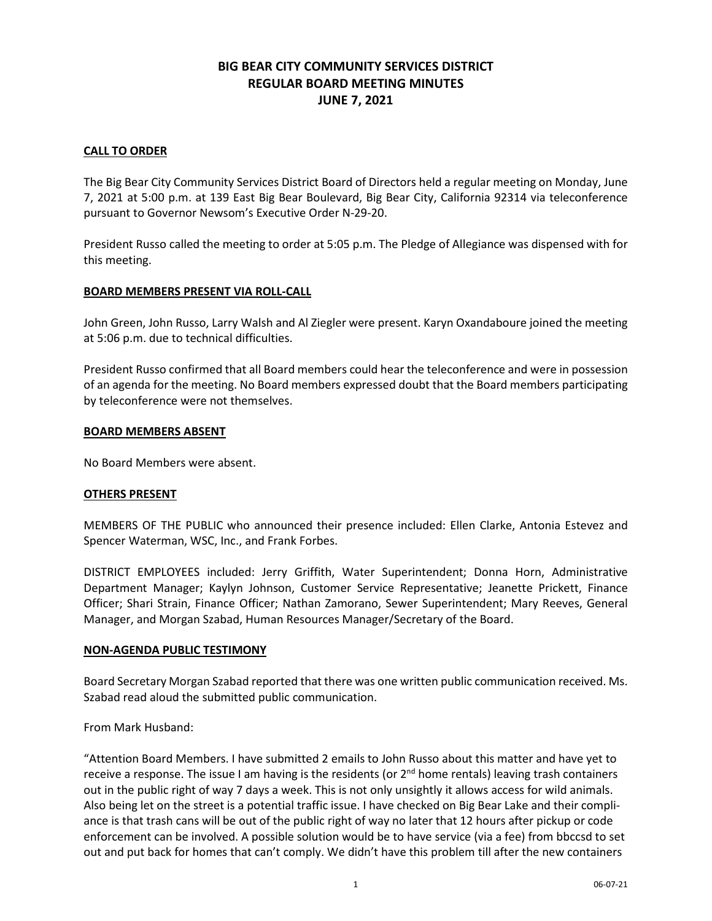# BIG BEAR CITY COMMUNITY SERVICES DISTRICT
# REGULAR BOARD MEETING MINUTES
# JUNE 7, 2021

## CALL TO ORDER

The Big Bear City Community Services District Board of Directors held a regular meeting on Monday, June 7, 2021 at 5:00 p.m. at 139 East Big Bear Boulevard, Big Bear City, California 92314 via teleconference pursuant to Governor Newsom's Executive Order N-29-20.

President Russo called the meeting to order at 5:05 p.m. The Pledge of Allegiance was dispensed with for this meeting.

## BOARD MEMBERS PRESENT VIA ROLL-CALL

John Green, John Russo, Larry Walsh and Al Ziegler were present. Karyn Oxandaboure joined the meeting at 5:06 p.m. due to technical difficulties.

President Russo confirmed that all Board members could hear the teleconference and were in possession of an agenda for the meeting. No Board members expressed doubt that the Board members participating by teleconference were not themselves.

## BOARD MEMBERS ABSENT

No Board Members were absent.

## OTHERS PRESENT

MEMBERS OF THE PUBLIC who announced their presence included: Ellen Clarke, Antonia Estevez and Spencer Waterman, WSC, Inc., and Frank Forbes.

DISTRICT EMPLOYEES included: Jerry Griffith, Water Superintendent; Donna Horn, Administrative Department Manager; Kaylyn Johnson, Customer Service Representative; Jeanette Prickett, Finance Officer; Shari Strain, Finance Officer; Nathan Zamorano, Sewer Superintendent; Mary Reeves, General Manager, and Morgan Szabad, Human Resources Manager/Secretary of the Board.

## NON-AGENDA PUBLIC TESTIMONY

Board Secretary Morgan Szabad reported that there was one written public communication received. Ms. Szabad read aloud the submitted public communication.

From Mark Husband:

"Attention Board Members. I have submitted 2 emails to John Russo about this matter and have yet to receive a response. The issue I am having is the residents (or 2nd home rentals) leaving trash containers out in the public right of way 7 days a week. This is not only unsightly it allows access for wild animals. Also being let on the street is a potential traffic issue. I have checked on Big Bear Lake and their compliance is that trash cans will be out of the public right of way no later that 12 hours after pickup or code enforcement can be involved. A possible solution would be to have service (via a fee) from bbccsd to set out and put back for homes that can't comply. We didn't have this problem till after the new containers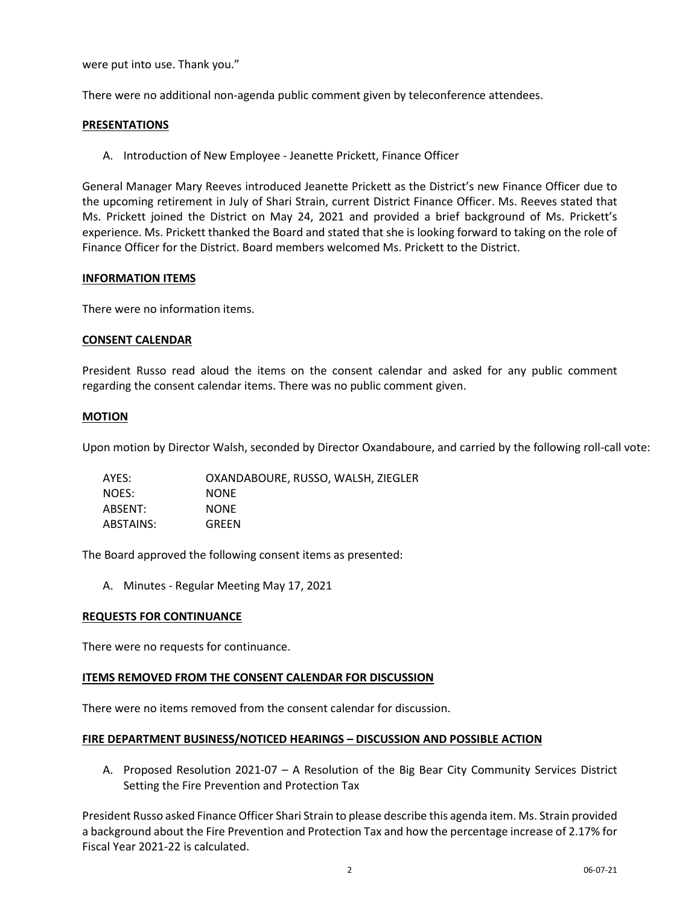were put into use. Thank you."

There were no additional non-agenda public comment given by teleconference attendees.

**PRESENTATIONS**

A. Introduction of New Employee - Jeanette Prickett, Finance Officer

General Manager Mary Reeves introduced Jeanette Prickett as the District's new Finance Officer due to the upcoming retirement in July of Shari Strain, current District Finance Officer. Ms. Reeves stated that Ms. Prickett joined the District on May 24, 2021 and provided a brief background of Ms. Prickett's experience. Ms. Prickett thanked the Board and stated that she is looking forward to taking on the role of Finance Officer for the District. Board members welcomed Ms. Prickett to the District.

**INFORMATION ITEMS**

There were no information items.

**CONSENT CALENDAR**

President Russo read aloud the items on the consent calendar and asked for any public comment regarding the consent calendar items. There was no public comment given.

**MOTION**

Upon motion by Director Walsh, seconded by Director Oxandaboure, and carried by the following roll-call vote:

| | |
|---|---|
| AYES: | OXANDABOURE, RUSSO, WALSH, ZIEGLER |
| NOES: | NONE |
| ABSENT: | NONE |
| ABSTAINS: | GREEN |

The Board approved the following consent items as presented:

A. Minutes - Regular Meeting May 17, 2021

**REQUESTS FOR CONTINUANCE**

There were no requests for continuance.

**ITEMS REMOVED FROM THE CONSENT CALENDAR FOR DISCUSSION**

There were no items removed from the consent calendar for discussion.

**FIRE DEPARTMENT BUSINESS/NOTICED HEARINGS – DISCUSSION AND POSSIBLE ACTION**

A. Proposed Resolution 2021-07 – A Resolution of the Big Bear City Community Services District Setting the Fire Prevention and Protection Tax

President Russo asked Finance Officer Shari Strain to please describe this agenda item. Ms. Strain provided a background about the Fire Prevention and Protection Tax and how the percentage increase of 2.17% for Fiscal Year 2021-22 is calculated.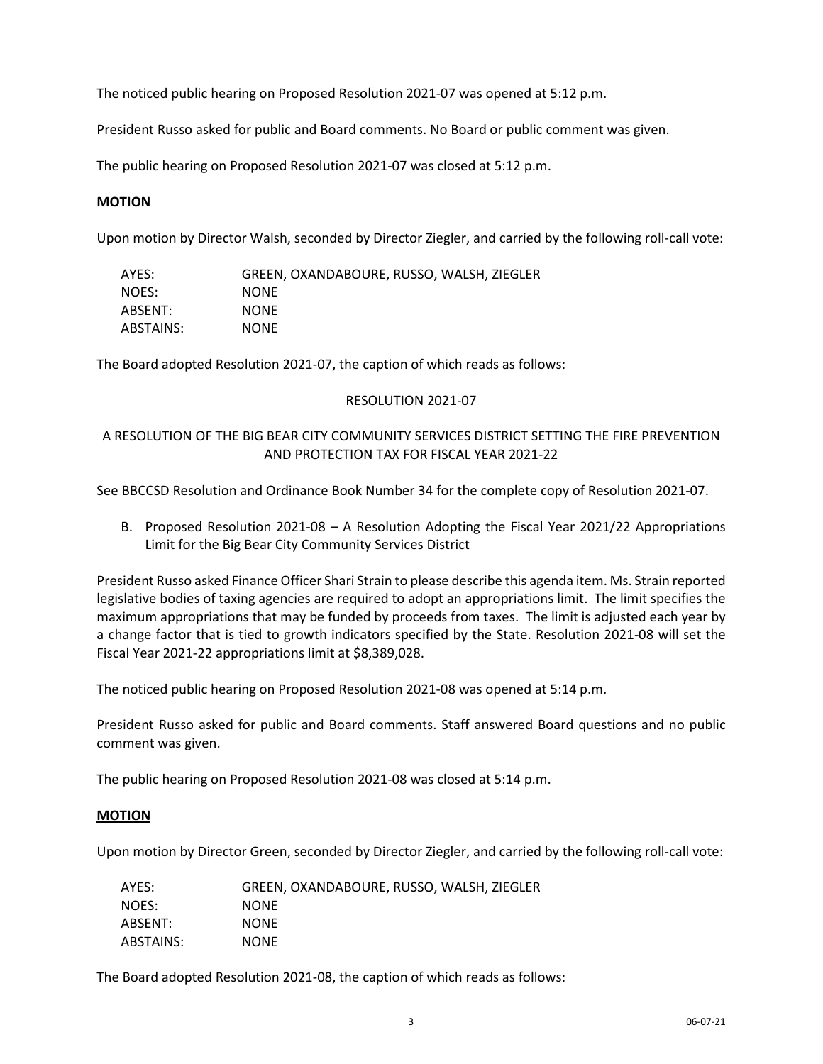The noticed public hearing on Proposed Resolution 2021-07 was opened at 5:12 p.m.

President Russo asked for public and Board comments. No Board or public comment was given.

The public hearing on Proposed Resolution 2021-07 was closed at 5:12 p.m.

**MOTION**

Upon motion by Director Walsh, seconded by Director Ziegler, and carried by the following roll-call vote:

| | |
|---|---|
| AYES: | GREEN, OXANDABOURE, RUSSO, WALSH, ZIEGLER |
| NOES: | NONE |
| ABSENT: | NONE |
| ABSTAINS: | NONE |

The Board adopted Resolution 2021-07, the caption of which reads as follows:

RESOLUTION 2021-07

A RESOLUTION OF THE BIG BEAR CITY COMMUNITY SERVICES DISTRICT SETTING THE FIRE PREVENTION AND PROTECTION TAX FOR FISCAL YEAR 2021-22

See BBCCSD Resolution and Ordinance Book Number 34 for the complete copy of Resolution 2021-07.

B. Proposed Resolution 2021-08 – A Resolution Adopting the Fiscal Year 2021/22 Appropriations Limit for the Big Bear City Community Services District

President Russo asked Finance Officer Shari Strain to please describe this agenda item. Ms. Strain reported legislative bodies of taxing agencies are required to adopt an appropriations limit. The limit specifies the maximum appropriations that may be funded by proceeds from taxes. The limit is adjusted each year by a change factor that is tied to growth indicators specified by the State. Resolution 2021-08 will set the Fiscal Year 2021-22 appropriations limit at $8,389,028.

The noticed public hearing on Proposed Resolution 2021-08 was opened at 5:14 p.m.

President Russo asked for public and Board comments. Staff answered Board questions and no public comment was given.

The public hearing on Proposed Resolution 2021-08 was closed at 5:14 p.m.

**MOTION**

Upon motion by Director Green, seconded by Director Ziegler, and carried by the following roll-call vote:

| | |
|---|---|
| AYES: | GREEN, OXANDABOURE, RUSSO, WALSH, ZIEGLER |
| NOES: | NONE |
| ABSENT: | NONE |
| ABSTAINS: | NONE |

The Board adopted Resolution 2021-08, the caption of which reads as follows: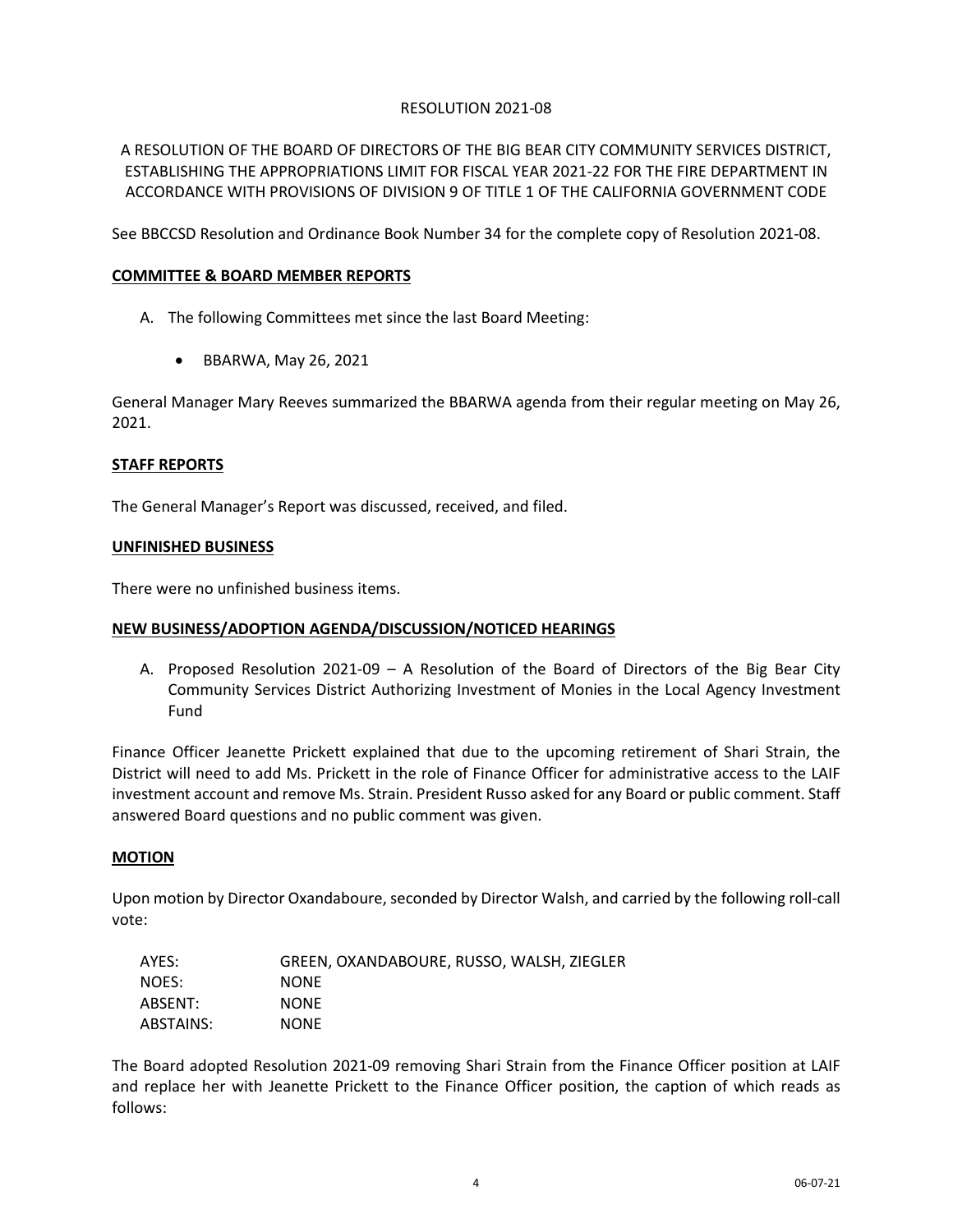RESOLUTION 2021-08

A RESOLUTION OF THE BOARD OF DIRECTORS OF THE BIG BEAR CITY COMMUNITY SERVICES DISTRICT, ESTABLISHING THE APPROPRIATIONS LIMIT FOR FISCAL YEAR 2021-22 FOR THE FIRE DEPARTMENT IN ACCORDANCE WITH PROVISIONS OF DIVISION 9 OF TITLE 1 OF THE CALIFORNIA GOVERNMENT CODE

See BBCCSD Resolution and Ordinance Book Number 34 for the complete copy of Resolution 2021-08.

**COMMITTEE & BOARD MEMBER REPORTS**

A. The following Committees met since the last Board Meeting:

- BBARWA, May 26, 2021

General Manager Mary Reeves summarized the BBARWA agenda from their regular meeting on May 26, 2021.

**STAFF REPORTS**

The General Manager's Report was discussed, received, and filed.

**UNFINISHED BUSINESS**

There were no unfinished business items.

**NEW BUSINESS/ADOPTION AGENDA/DISCUSSION/NOTICED HEARINGS**

A. Proposed Resolution 2021-09 – A Resolution of the Board of Directors of the Big Bear City Community Services District Authorizing Investment of Monies in the Local Agency Investment Fund

Finance Officer Jeanette Prickett explained that due to the upcoming retirement of Shari Strain, the District will need to add Ms. Prickett in the role of Finance Officer for administrative access to the LAIF investment account and remove Ms. Strain. President Russo asked for any Board or public comment. Staff answered Board questions and no public comment was given.

**MOTION**

Upon motion by Director Oxandaboure, seconded by Director Walsh, and carried by the following roll-call vote:

| | |
|---|---|
| AYES: | GREEN, OXANDABOURE, RUSSO, WALSH, ZIEGLER |
| NOES: | NONE |
| ABSENT: | NONE |
| ABSTAINS: | NONE |

The Board adopted Resolution 2021-09 removing Shari Strain from the Finance Officer position at LAIF and replace her with Jeanette Prickett to the Finance Officer position, the caption of which reads as follows: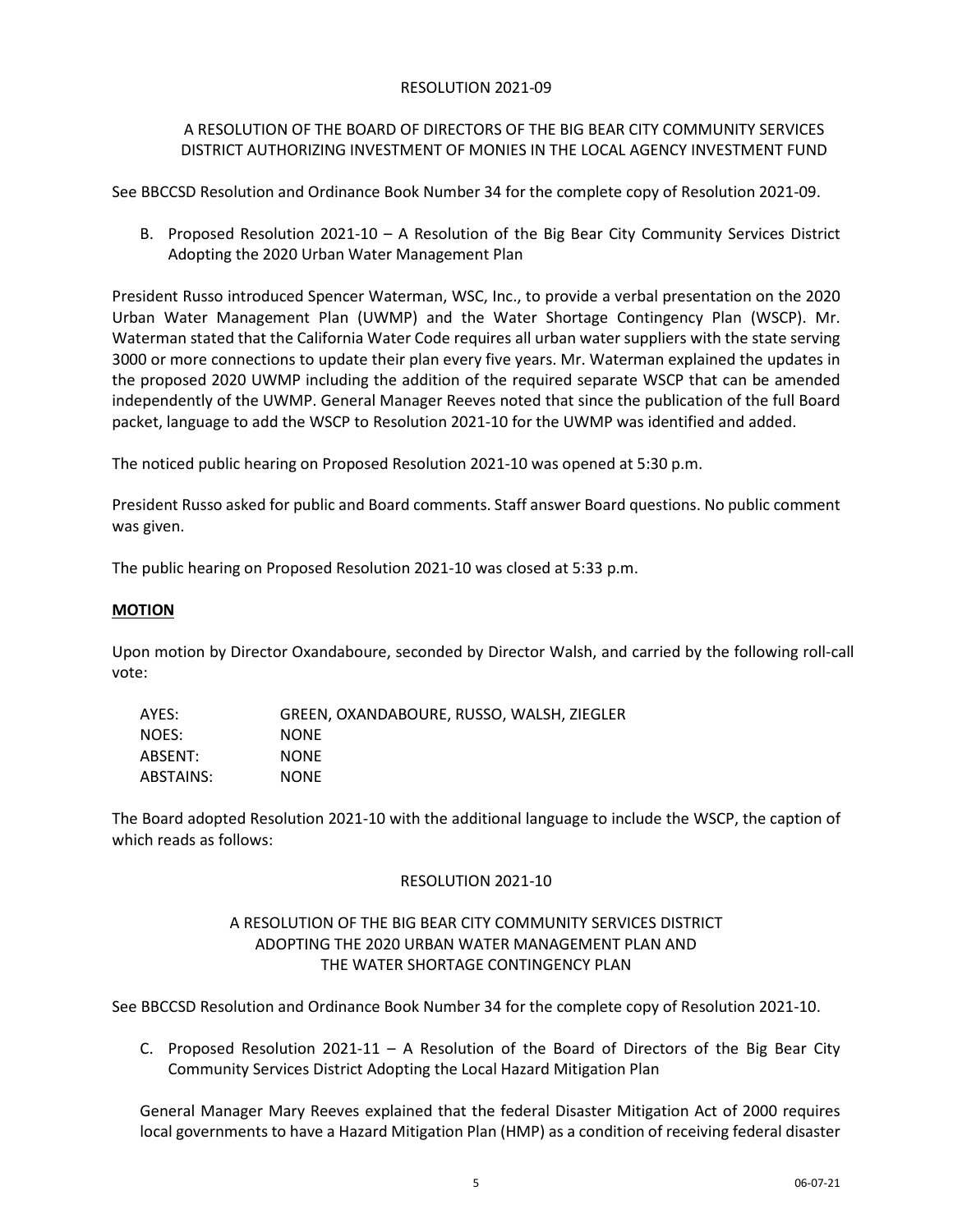RESOLUTION 2021-09

A RESOLUTION OF THE BOARD OF DIRECTORS OF THE BIG BEAR CITY COMMUNITY SERVICES DISTRICT AUTHORIZING INVESTMENT OF MONIES IN THE LOCAL AGENCY INVESTMENT FUND

See BBCCSD Resolution and Ordinance Book Number 34 for the complete copy of Resolution 2021-09.

B. Proposed Resolution 2021-10 – A Resolution of the Big Bear City Community Services District Adopting the 2020 Urban Water Management Plan

President Russo introduced Spencer Waterman, WSC, Inc., to provide a verbal presentation on the 2020 Urban Water Management Plan (UWMP) and the Water Shortage Contingency Plan (WSCP). Mr. Waterman stated that the California Water Code requires all urban water suppliers with the state serving 3000 or more connections to update their plan every five years. Mr. Waterman explained the updates in the proposed 2020 UWMP including the addition of the required separate WSCP that can be amended independently of the UWMP. General Manager Reeves noted that since the publication of the full Board packet, language to add the WSCP to Resolution 2021-10 for the UWMP was identified and added.

The noticed public hearing on Proposed Resolution 2021-10 was opened at 5:30 p.m.

President Russo asked for public and Board comments. Staff answer Board questions. No public comment was given.

The public hearing on Proposed Resolution 2021-10 was closed at 5:33 p.m.

**MOTION**

Upon motion by Director Oxandaboure, seconded by Director Walsh, and carried by the following roll-call vote:

| | |
|---|---|
| AYES: | GREEN, OXANDABOURE, RUSSO, WALSH, ZIEGLER |
| NOES: | NONE |
| ABSENT: | NONE |
| ABSTAINS: | NONE |

The Board adopted Resolution 2021-10 with the additional language to include the WSCP, the caption of which reads as follows:

RESOLUTION 2021-10

A RESOLUTION OF THE BIG BEAR CITY COMMUNITY SERVICES DISTRICT ADOPTING THE 2020 URBAN WATER MANAGEMENT PLAN AND THE WATER SHORTAGE CONTINGENCY PLAN

See BBCCSD Resolution and Ordinance Book Number 34 for the complete copy of Resolution 2021-10.

C. Proposed Resolution 2021-11 – A Resolution of the Board of Directors of the Big Bear City Community Services District Adopting the Local Hazard Mitigation Plan

General Manager Mary Reeves explained that the federal Disaster Mitigation Act of 2000 requires local governments to have a Hazard Mitigation Plan (HMP) as a condition of receiving federal disaster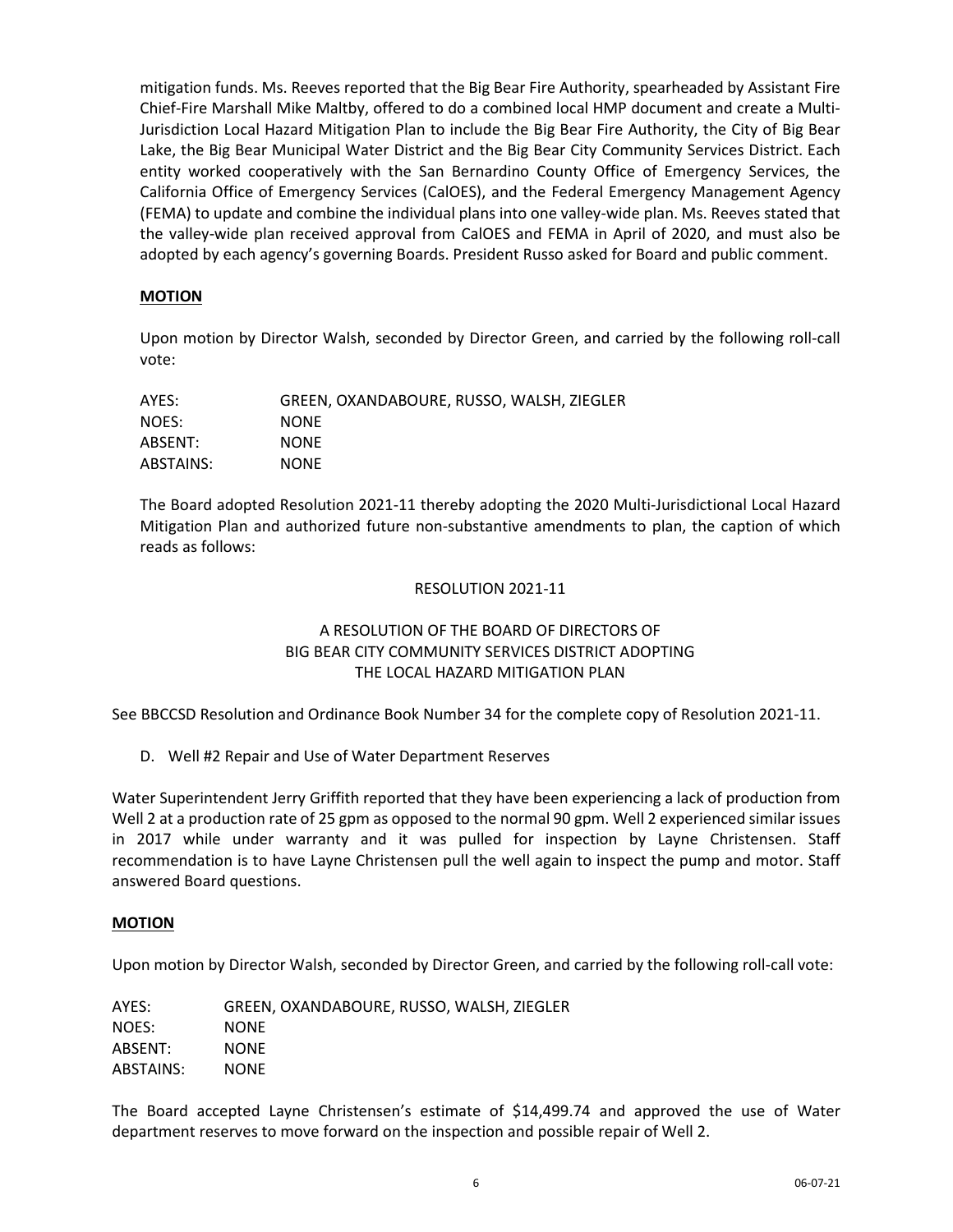mitigation funds. Ms. Reeves reported that the Big Bear Fire Authority, spearheaded by Assistant Fire Chief-Fire Marshall Mike Maltby, offered to do a combined local HMP document and create a Multi-Jurisdiction Local Hazard Mitigation Plan to include the Big Bear Fire Authority, the City of Big Bear Lake, the Big Bear Municipal Water District and the Big Bear City Community Services District. Each entity worked cooperatively with the San Bernardino County Office of Emergency Services, the California Office of Emergency Services (CalOES), and the Federal Emergency Management Agency (FEMA) to update and combine the individual plans into one valley-wide plan. Ms. Reeves stated that the valley-wide plan received approval from CalOES and FEMA in April of 2020, and must also be adopted by each agency's governing Boards. President Russo asked for Board and public comment.

**MOTION**

Upon motion by Director Walsh, seconded by Director Green, and carried by the following roll-call vote:

AYES: GREEN, OXANDABOURE, RUSSO, WALSH, ZIEGLER
NOES: NONE
ABSENT: NONE
ABSTAINS: NONE

The Board adopted Resolution 2021-11 thereby adopting the 2020 Multi-Jurisdictional Local Hazard Mitigation Plan and authorized future non-substantive amendments to plan, the caption of which reads as follows:

RESOLUTION 2021-11

A RESOLUTION OF THE BOARD OF DIRECTORS OF
BIG BEAR CITY COMMUNITY SERVICES DISTRICT ADOPTING
THE LOCAL HAZARD MITIGATION PLAN

See BBCCSD Resolution and Ordinance Book Number 34 for the complete copy of Resolution 2021-11.

D. Well #2 Repair and Use of Water Department Reserves

Water Superintendent Jerry Griffith reported that they have been experiencing a lack of production from Well 2 at a production rate of 25 gpm as opposed to the normal 90 gpm. Well 2 experienced similar issues in 2017 while under warranty and it was pulled for inspection by Layne Christensen. Staff recommendation is to have Layne Christensen pull the well again to inspect the pump and motor. Staff answered Board questions.

**MOTION**

Upon motion by Director Walsh, seconded by Director Green, and carried by the following roll-call vote:

AYES: GREEN, OXANDABOURE, RUSSO, WALSH, ZIEGLER
NOES: NONE
ABSENT: NONE
ABSTAINS: NONE

The Board accepted Layne Christensen's estimate of $14,499.74 and approved the use of Water department reserves to move forward on the inspection and possible repair of Well 2.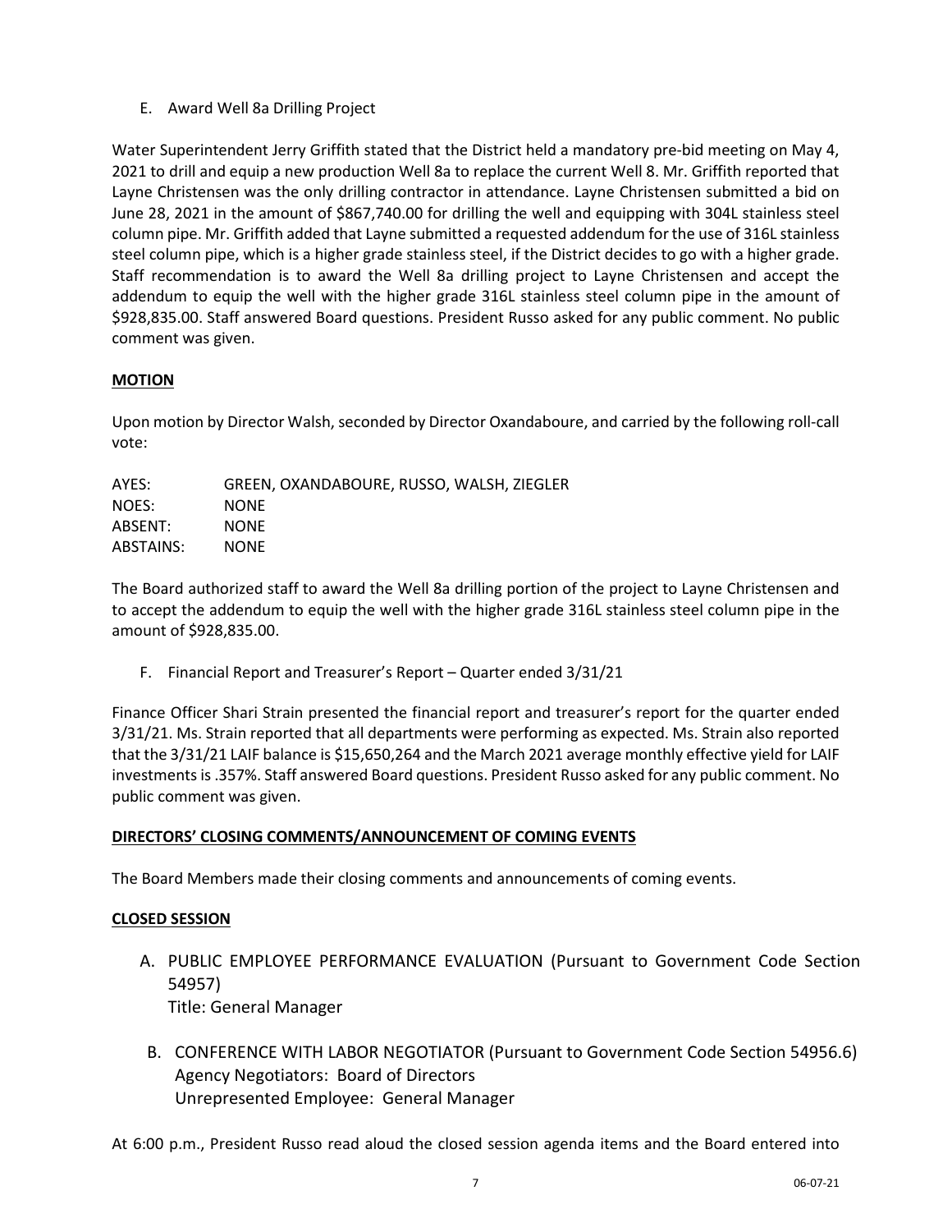E. Award Well 8a Drilling Project

Water Superintendent Jerry Griffith stated that the District held a mandatory pre-bid meeting on May 4, 2021 to drill and equip a new production Well 8a to replace the current Well 8. Mr. Griffith reported that Layne Christensen was the only drilling contractor in attendance. Layne Christensen submitted a bid on June 28, 2021 in the amount of $867,740.00 for drilling the well and equipping with 304L stainless steel column pipe. Mr. Griffith added that Layne submitted a requested addendum for the use of 316L stainless steel column pipe, which is a higher grade stainless steel, if the District decides to go with a higher grade. Staff recommendation is to award the Well 8a drilling project to Layne Christensen and accept the addendum to equip the well with the higher grade 316L stainless steel column pipe in the amount of $928,835.00. Staff answered Board questions. President Russo asked for any public comment. No public comment was given.

**MOTION**

Upon motion by Director Walsh, seconded by Director Oxandaboure, and carried by the following roll-call vote:

| | |
|---|---|
| AYES: | GREEN, OXANDABOURE, RUSSO, WALSH, ZIEGLER |
| NOES: | NONE |
| ABSENT: | NONE |
| ABSTAINS: | NONE |

The Board authorized staff to award the Well 8a drilling portion of the project to Layne Christensen and to accept the addendum to equip the well with the higher grade 316L stainless steel column pipe in the amount of $928,835.00.

F. Financial Report and Treasurer's Report – Quarter ended 3/31/21

Finance Officer Shari Strain presented the financial report and treasurer's report for the quarter ended 3/31/21. Ms. Strain reported that all departments were performing as expected. Ms. Strain also reported that the 3/31/21 LAIF balance is $15,650,264 and the March 2021 average monthly effective yield for LAIF investments is .357%. Staff answered Board questions. President Russo asked for any public comment. No public comment was given.

**DIRECTORS' CLOSING COMMENTS/ANNOUNCEMENT OF COMING EVENTS**

The Board Members made their closing comments and announcements of coming events.

**CLOSED SESSION**

A. PUBLIC EMPLOYEE PERFORMANCE EVALUATION (Pursuant to Government Code Section 54957)
   Title: General Manager

B. CONFERENCE WITH LABOR NEGOTIATOR (Pursuant to Government Code Section 54956.6)
   Agency Negotiators: Board of Directors
   Unrepresented Employee: General Manager

At 6:00 p.m., President Russo read aloud the closed session agenda items and the Board entered into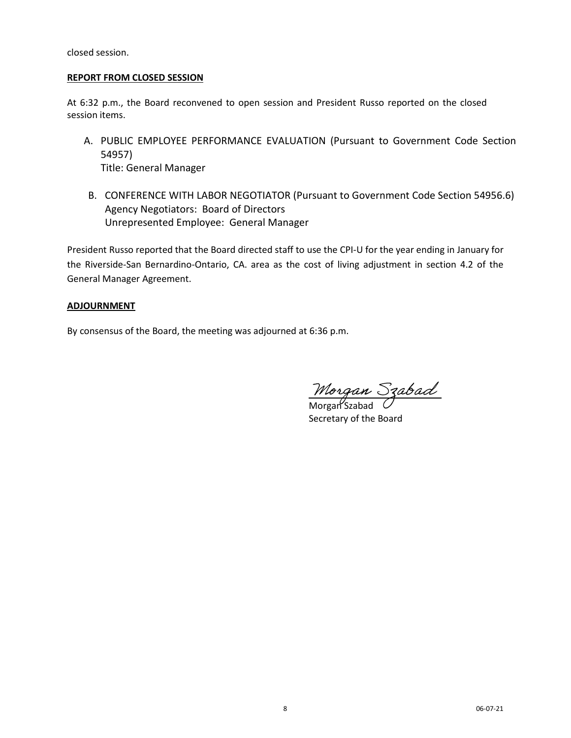closed session.

**REPORT FROM CLOSED SESSION**

At 6:32 p.m., the Board reconvened to open session and President Russo reported on the closed session items.

A. PUBLIC EMPLOYEE PERFORMANCE EVALUATION (Pursuant to Government Code Section 54957)
   Title: General Manager

B. CONFERENCE WITH LABOR NEGOTIATOR (Pursuant to Government Code Section 54956.6)
   Agency Negotiators: Board of Directors
   Unrepresented Employee: General Manager

President Russo reported that the Board directed staff to use the CPI-U for the year ending in January for the Riverside-San Bernardino-Ontario, CA. area as the cost of living adjustment in section 4.2 of the General Manager Agreement.

**ADJOURNMENT**

By consensus of the Board, the meeting was adjourned at 6:36 p.m.

Morgan Szabad
Morgan Szabad
Secretary of the Board